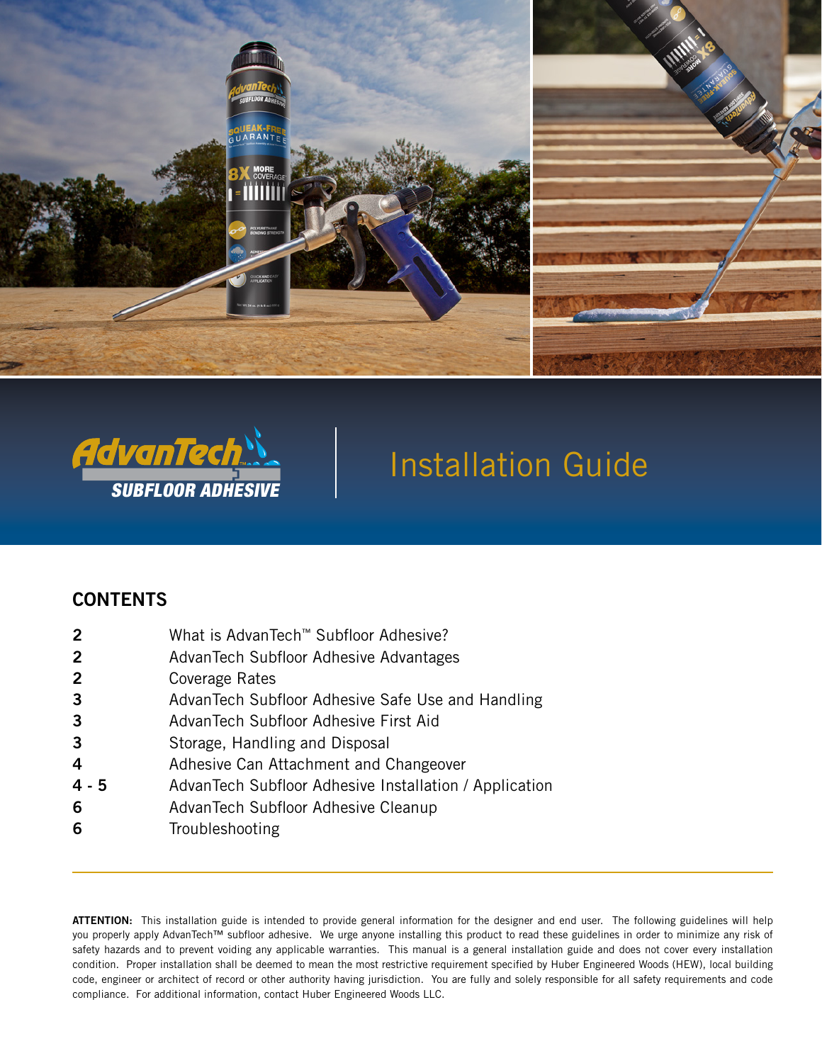# AdvanTech™ SUBFLOOR ADHESIVE

# Installation Guide

## CONTENTS

| | |
|---|---|
| 2 | What is AdvanTech™ Subfloor Adhesive? |
| 2 | AdvanTech Subfloor Adhesive Advantages |
| 2 | Coverage Rates |
| 3 | AdvanTech Subfloor Adhesive Safe Use and Handling |
| 3 | AdvanTech Subfloor Adhesive First Aid |
| 3 | Storage, Handling and Disposal |
| 4 | Adhesive Can Attachment and Changeover |
| 4 - 5 | AdvanTech Subfloor Adhesive Installation / Application |
| 6 | AdvanTech Subfloor Adhesive Cleanup |
| 6 | Troubleshooting |

**ATTENTION:** This installation guide is intended to provide general information for the designer and end user. The following guidelines will help you properly apply AdvanTech™ subfloor adhesive. We urge anyone installing this product to read these guidelines in order to minimize any risk of safety hazards and to prevent voiding any applicable warranties. This manual is a general installation guide and does not cover every installation condition. Proper installation shall be deemed to mean the most restrictive requirement specified by Huber Engineered Woods (HEW), local building code, engineer or architect of record or other authority having jurisdiction. You are fully and solely responsible for all safety requirements and code compliance. For additional information, contact Huber Engineered Woods LLC.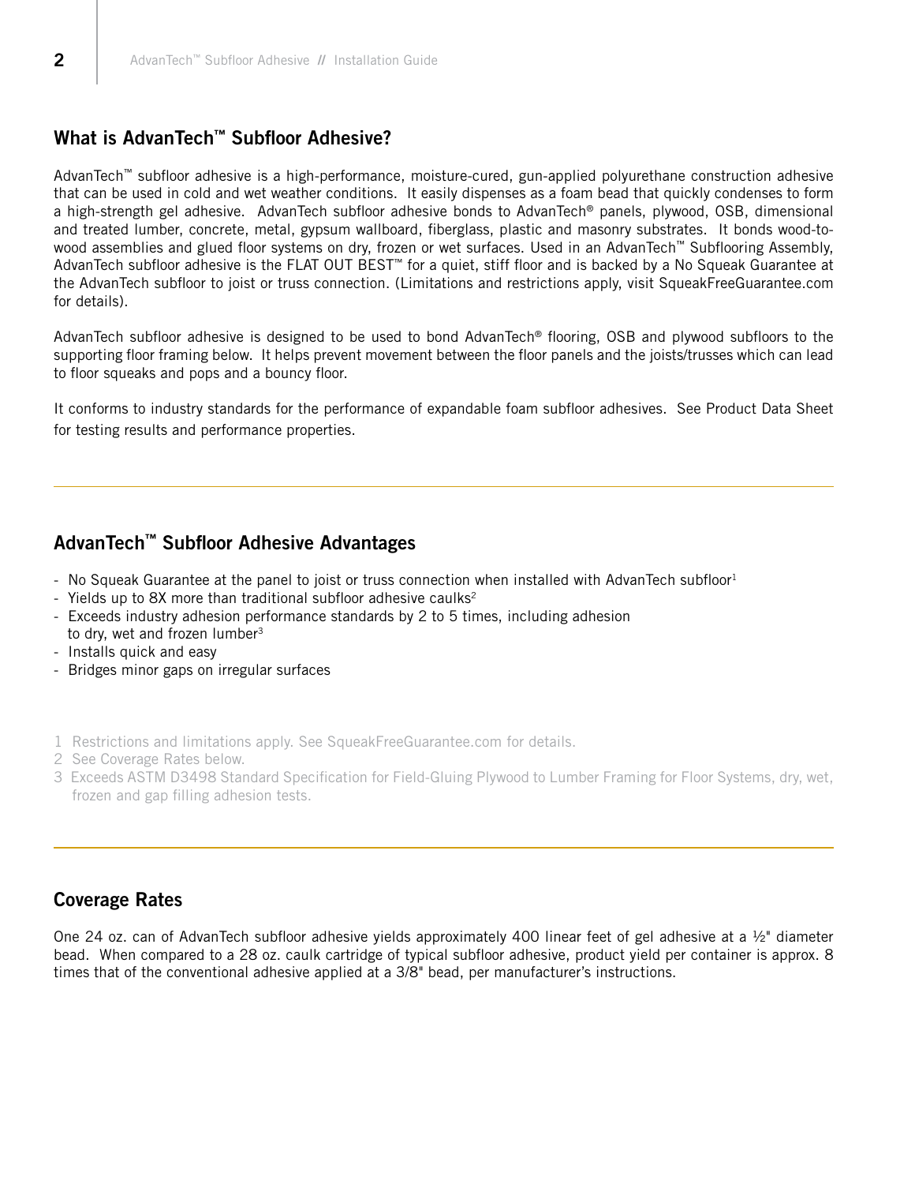## What is AdvanTech™ Subfloor Adhesive?

AdvanTech™ subfloor adhesive is a high-performance, moisture-cured, gun-applied polyurethane construction adhesive that can be used in cold and wet weather conditions. It easily dispenses as a foam bead that quickly condenses to form a high-strength gel adhesive. AdvanTech subfloor adhesive bonds to AdvanTech® panels, plywood, OSB, dimensional and treated lumber, concrete, metal, gypsum wallboard, fiberglass, plastic and masonry substrates. It bonds wood-to-wood assemblies and glued floor systems on dry, frozen or wet surfaces. Used in an AdvanTech™ Subflooring Assembly, AdvanTech subfloor adhesive is the FLAT OUT BEST™ for a quiet, stiff floor and is backed by a No Squeak Guarantee at the AdvanTech subfloor to joist or truss connection. (Limitations and restrictions apply, visit SqueakFreeGuarantee.com for details).

AdvanTech subfloor adhesive is designed to be used to bond AdvanTech® flooring, OSB and plywood subfloors to the supporting floor framing below. It helps prevent movement between the floor panels and the joists/trusses which can lead to floor squeaks and pops and a bouncy floor.

It conforms to industry standards for the performance of expandable foam subfloor adhesives. See Product Data Sheet for testing results and performance properties.

## AdvanTech™ Subfloor Adhesive Advantages

- No Squeak Guarantee at the panel to joist or truss connection when installed with AdvanTech subfloor[1]
- Yields up to 8X more than traditional subfloor adhesive caulks[2]
- Exceeds industry adhesion performance standards by 2 to 5 times, including adhesion to dry, wet and frozen lumber[3]
- Installs quick and easy
- Bridges minor gaps on irregular surfaces

1 Restrictions and limitations apply. See SqueakFreeGuarantee.com for details.

2 See Coverage Rates below.

3 Exceeds ASTM D3498 Standard Specification for Field-Gluing Plywood to Lumber Framing for Floor Systems, dry, wet, frozen and gap filling adhesion tests.

## Coverage Rates

One 24 oz. can of AdvanTech subfloor adhesive yields approximately 400 linear feet of gel adhesive at a ½" diameter bead. When compared to a 28 oz. caulk cartridge of typical subfloor adhesive, product yield per container is approx. 8 times that of the conventional adhesive applied at a 3/8" bead, per manufacturer's instructions.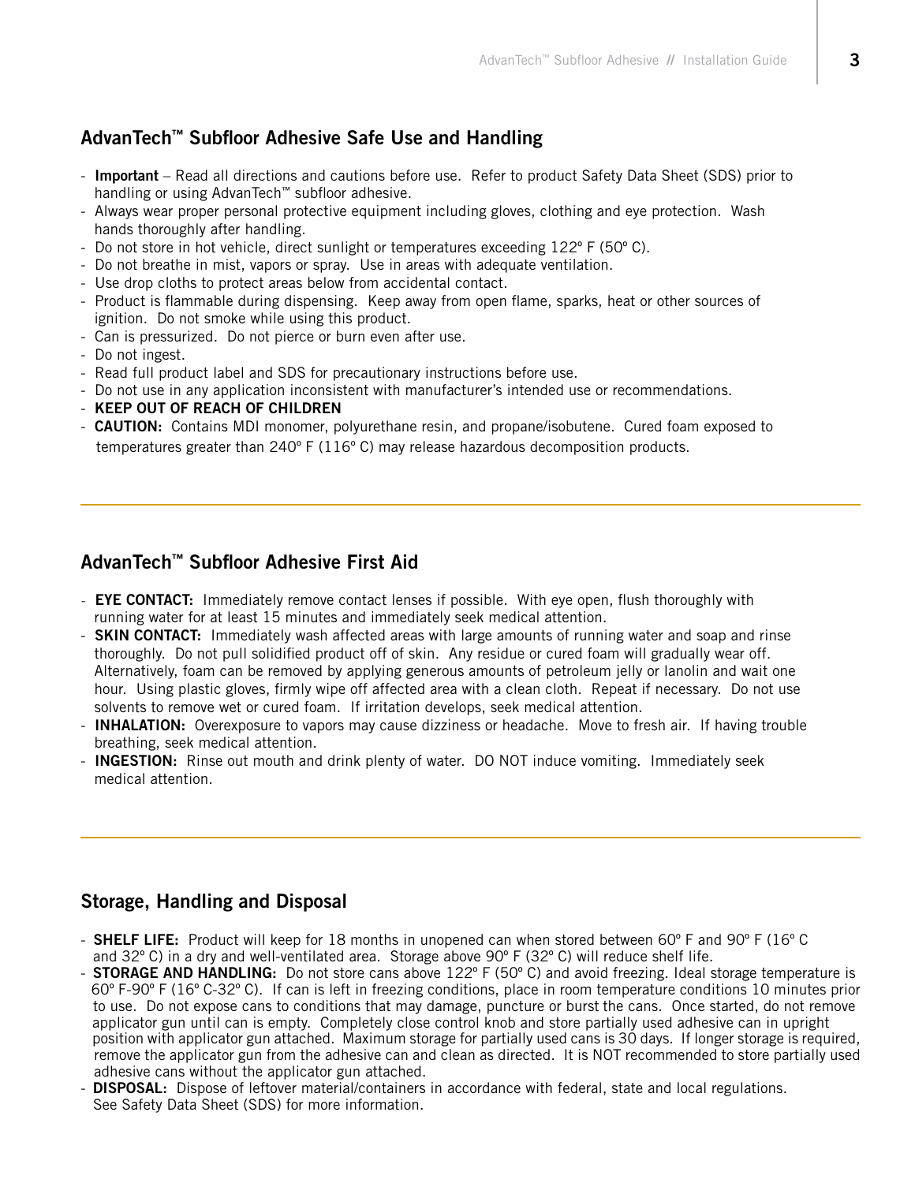## AdvanTech™ Subfloor Adhesive Safe Use and Handling

- **Important** – Read all directions and cautions before use. Refer to product Safety Data Sheet (SDS) prior to handling or using AdvanTech™ subfloor adhesive.
- Always wear proper personal protective equipment including gloves, clothing and eye protection. Wash hands thoroughly after handling.
- Do not store in hot vehicle, direct sunlight or temperatures exceeding 122º F (50º C).
- Do not breathe in mist, vapors or spray. Use in areas with adequate ventilation.
- Use drop cloths to protect areas below from accidental contact.
- Product is flammable during dispensing. Keep away from open flame, sparks, heat or other sources of ignition. Do not smoke while using this product.
- Can is pressurized. Do not pierce or burn even after use.
- Do not ingest.
- Read full product label and SDS for precautionary instructions before use.
- Do not use in any application inconsistent with manufacturer's intended use or recommendations.
- **KEEP OUT OF REACH OF CHILDREN**
- **CAUTION:** Contains MDI monomer, polyurethane resin, and propane/isobutene. Cured foam exposed to temperatures greater than 240º F (116º C) may release hazardous decomposition products.

## AdvanTech™ Subfloor Adhesive First Aid

- **EYE CONTACT:** Immediately remove contact lenses if possible. With eye open, flush thoroughly with running water for at least 15 minutes and immediately seek medical attention.
- **SKIN CONTACT:** Immediately wash affected areas with large amounts of running water and soap and rinse thoroughly. Do not pull solidified product off of skin. Any residue or cured foam will gradually wear off. Alternatively, foam can be removed by applying generous amounts of petroleum jelly or lanolin and wait one hour. Using plastic gloves, firmly wipe off affected area with a clean cloth. Repeat if necessary. Do not use solvents to remove wet or cured foam. If irritation develops, seek medical attention.
- **INHALATION:** Overexposure to vapors may cause dizziness or headache. Move to fresh air. If having trouble breathing, seek medical attention.
- **INGESTION:** Rinse out mouth and drink plenty of water. DO NOT induce vomiting. Immediately seek medical attention.

## Storage, Handling and Disposal

- **SHELF LIFE:** Product will keep for 18 months in unopened can when stored between 60º F and 90º F (16º C and 32º C) in a dry and well-ventilated area. Storage above 90º F (32º C) will reduce shelf life.
- **STORAGE AND HANDLING:** Do not store cans above 122º F (50º C) and avoid freezing. Ideal storage temperature is 60º F-90º F (16º C-32º C). If can is left in freezing conditions, place in room temperature conditions 10 minutes prior to use. Do not expose cans to conditions that may damage, puncture or burst the cans. Once started, do not remove applicator gun until can is empty. Completely close control knob and store partially used adhesive can in upright position with applicator gun attached. Maximum storage for partially used cans is 30 days. If longer storage is required, remove the applicator gun from the adhesive can and clean as directed. It is NOT recommended to store partially used adhesive cans without the applicator gun attached.
- **DISPOSAL:** Dispose of leftover material/containers in accordance with federal, state and local regulations. See Safety Data Sheet (SDS) for more information.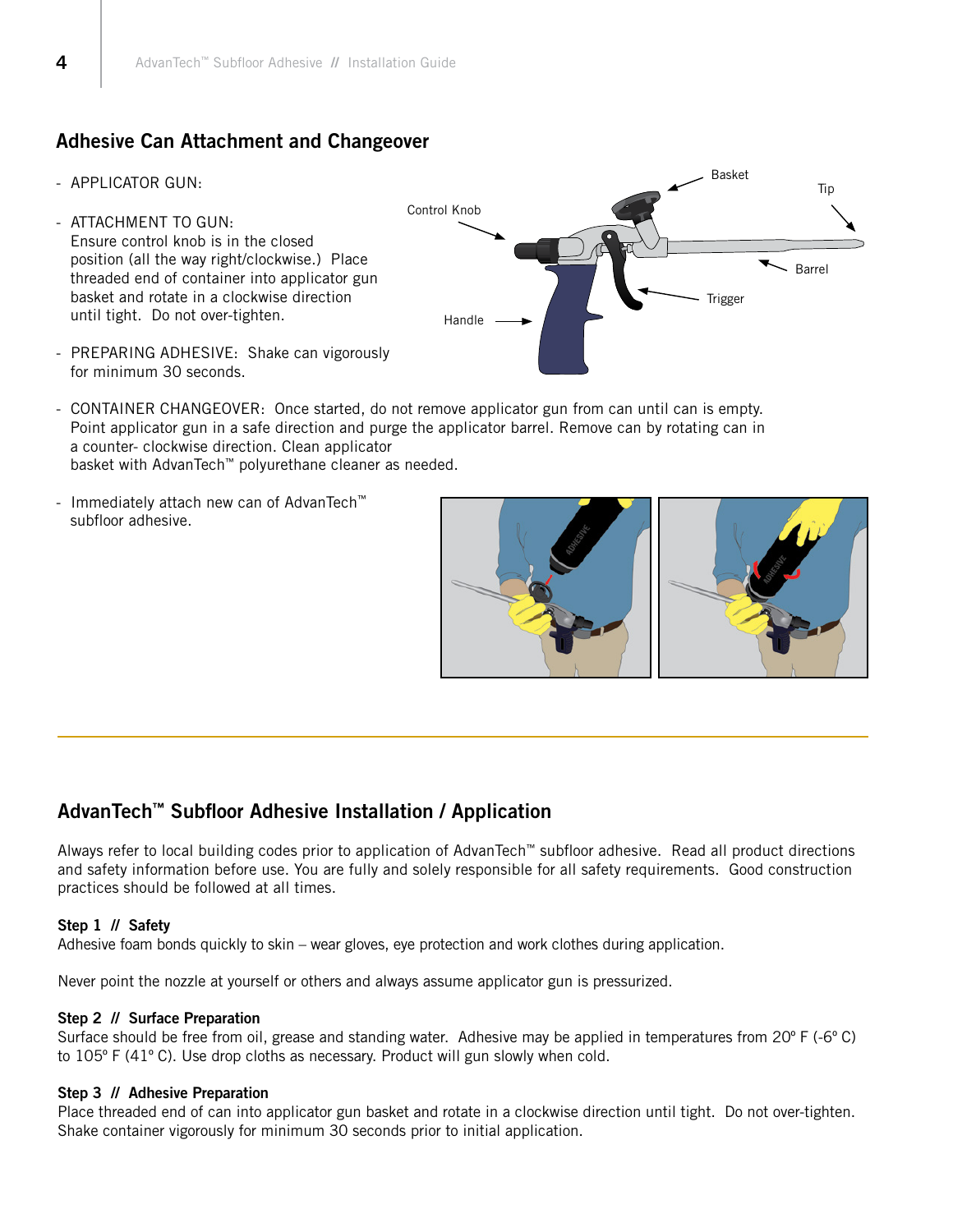## Adhesive Can Attachment and Changeover

- APPLICATOR GUN:

- ATTACHMENT TO GUN:
  Ensure control knob is in the closed position (all the way right/clockwise.) Place threaded end of container into applicator gun basket and rotate in a clockwise direction until tight. Do not over-tighten.

- PREPARING ADHESIVE: Shake can vigorously for minimum 30 seconds.

Basket

Tip

Control Knob

Barrel

Trigger

Handle

- CONTAINER CHANGEOVER: Once started, do not remove applicator gun from can until can is empty. Point applicator gun in a safe direction and purge the applicator barrel. Remove can by rotating can in a counter- clockwise direction. Clean applicator basket with AdvanTech™ polyurethane cleaner as needed.

- Immediately attach new can of AdvanTech™ subfloor adhesive.

## AdvanTech™ Subfloor Adhesive Installation / Application

Always refer to local building codes prior to application of AdvanTech™ subfloor adhesive. Read all product directions and safety information before use. You are fully and solely responsible for all safety requirements. Good construction practices should be followed at all times.

**Step 1 // Safety**
Adhesive foam bonds quickly to skin – wear gloves, eye protection and work clothes during application.

Never point the nozzle at yourself or others and always assume applicator gun is pressurized.

**Step 2 // Surface Preparation**
Surface should be free from oil, grease and standing water. Adhesive may be applied in temperatures from 20º F (-6º C) to 105º F (41º C). Use drop cloths as necessary. Product will gun slowly when cold.

**Step 3 // Adhesive Preparation**
Place threaded end of can into applicator gun basket and rotate in a clockwise direction until tight. Do not over-tighten. Shake container vigorously for minimum 30 seconds prior to initial application.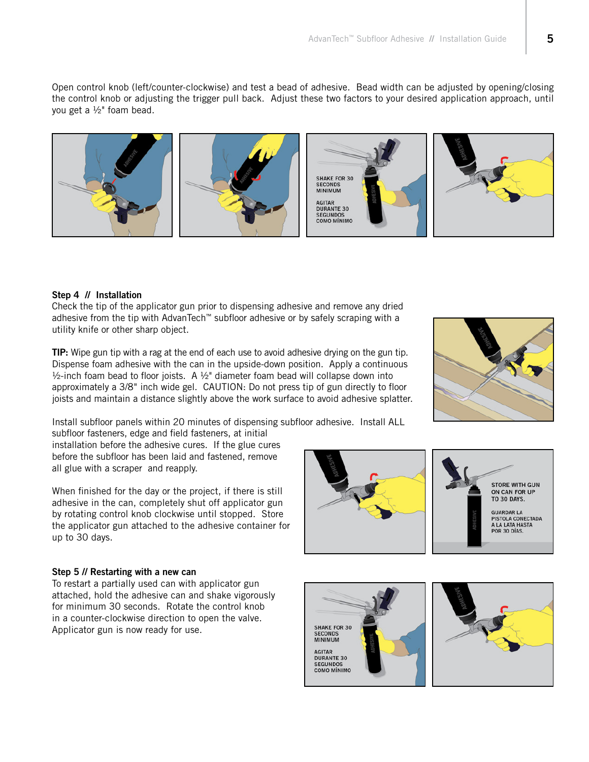Open control knob (left/counter-clockwise) and test a bead of adhesive. Bead width can be adjusted by opening/closing the control knob or adjusting the trigger pull back. Adjust these two factors to your desired application approach, until you get a ½" foam bead.

SHAKE FOR 30 SECONDS MINIMUM

AGITAR DURANTE 30 SEGUNDOS COMO MÍNIMO

### Step 4 // Installation

Check the tip of the applicator gun prior to dispensing adhesive and remove any dried adhesive from the tip with AdvanTech™ subfloor adhesive or by safely scraping with a utility knife or other sharp object.

**TIP:** Wipe gun tip with a rag at the end of each use to avoid adhesive drying on the gun tip. Dispense foam adhesive with the can in the upside-down position. Apply a continuous ½-inch foam bead to floor joists. A ½" diameter foam bead will collapse down into approximately a 3/8" inch wide gel. CAUTION: Do not press tip of gun directly to floor joists and maintain a distance slightly above the work surface to avoid adhesive splatter.

Install subfloor panels within 20 minutes of dispensing subfloor adhesive. Install ALL subfloor fasteners, edge and field fasteners, at initial installation before the adhesive cures. If the glue cures before the subfloor has been laid and fastened, remove all glue with a scraper and reapply.

When finished for the day or the project, if there is still adhesive in the can, completely shut off applicator gun by rotating control knob clockwise until stopped. Store the applicator gun attached to the adhesive container for up to 30 days.

STORE WITH GUN ON CAN FOR UP TO 30 DAYS.

GUARDAR LA PISTOLA CONECTADA A LA LATA HASTA POR 30 DÍAS.

### Step 5 // Restarting with a new can

To restart a partially used can with applicator gun attached, hold the adhesive can and shake vigorously for minimum 30 seconds. Rotate the control knob in a counter-clockwise direction to open the valve. Applicator gun is now ready for use.

SHAKE FOR 30 SECONDS MINIMUM

AGITAR DURANTE 30 SEGUNDOS COMO MÍNIMO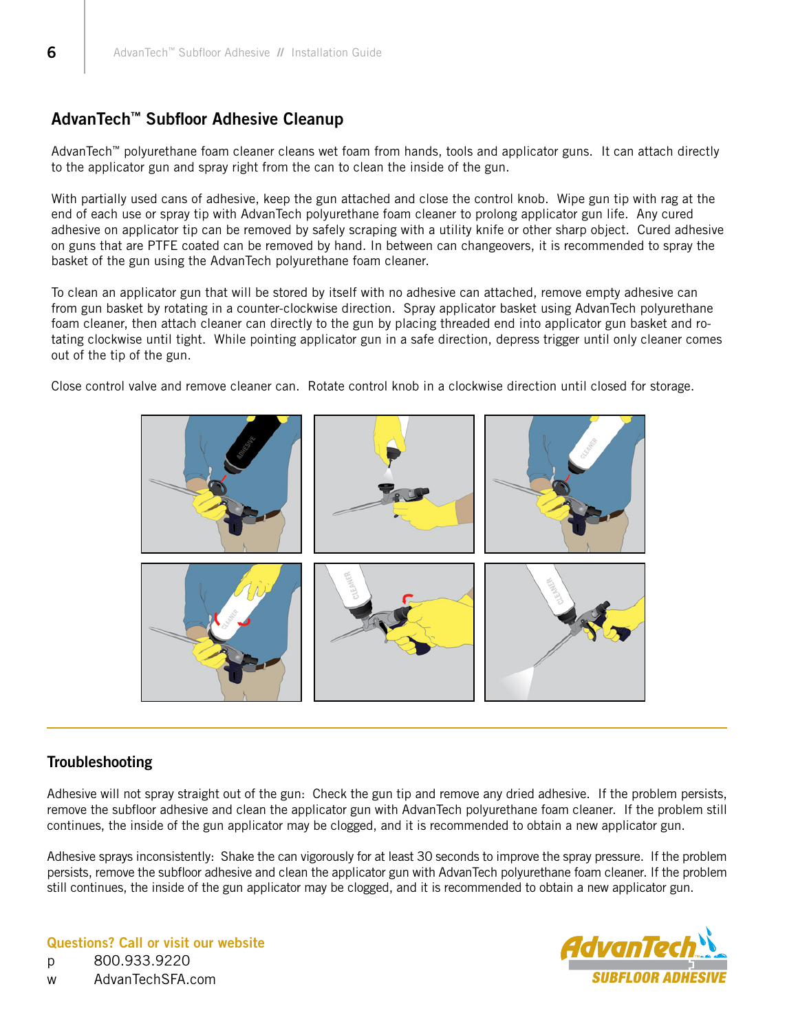## AdvanTech™ Subfloor Adhesive Cleanup

AdvanTech™ polyurethane foam cleaner cleans wet foam from hands, tools and applicator guns. It can attach directly to the applicator gun and spray right from the can to clean the inside of the gun.

With partially used cans of adhesive, keep the gun attached and close the control knob. Wipe gun tip with rag at the end of each use or spray tip with AdvanTech polyurethane foam cleaner to prolong applicator gun life. Any cured adhesive on applicator tip can be removed by safely scraping with a utility knife or other sharp object. Cured adhesive on guns that are PTFE coated can be removed by hand. In between can changeovers, it is recommended to spray the basket of the gun using the AdvanTech polyurethane foam cleaner.

To clean an applicator gun that will be stored by itself with no adhesive can attached, remove empty adhesive can from gun basket by rotating in a counter-clockwise direction. Spray applicator basket using AdvanTech polyurethane foam cleaner, then attach cleaner can directly to the gun by placing threaded end into applicator gun basket and rotating clockwise until tight. While pointing applicator gun in a safe direction, depress trigger until only cleaner comes out of the tip of the gun.

Close control valve and remove cleaner can. Rotate control knob in a clockwise direction until closed for storage.

## Troubleshooting

Adhesive will not spray straight out of the gun: Check the gun tip and remove any dried adhesive. If the problem persists, remove the subfloor adhesive and clean the applicator gun with AdvanTech polyurethane foam cleaner. If the problem still continues, the inside of the gun applicator may be clogged, and it is recommended to obtain a new applicator gun.

Adhesive sprays inconsistently: Shake the can vigorously for at least 30 seconds to improve the spray pressure. If the problem persists, remove the subfloor adhesive and clean the applicator gun with AdvanTech polyurethane foam cleaner. If the problem still continues, the inside of the gun applicator may be clogged, and it is recommended to obtain a new applicator gun.

**Questions? Call or visit our website**

p 800.933.9220

w AdvanTechSFA.com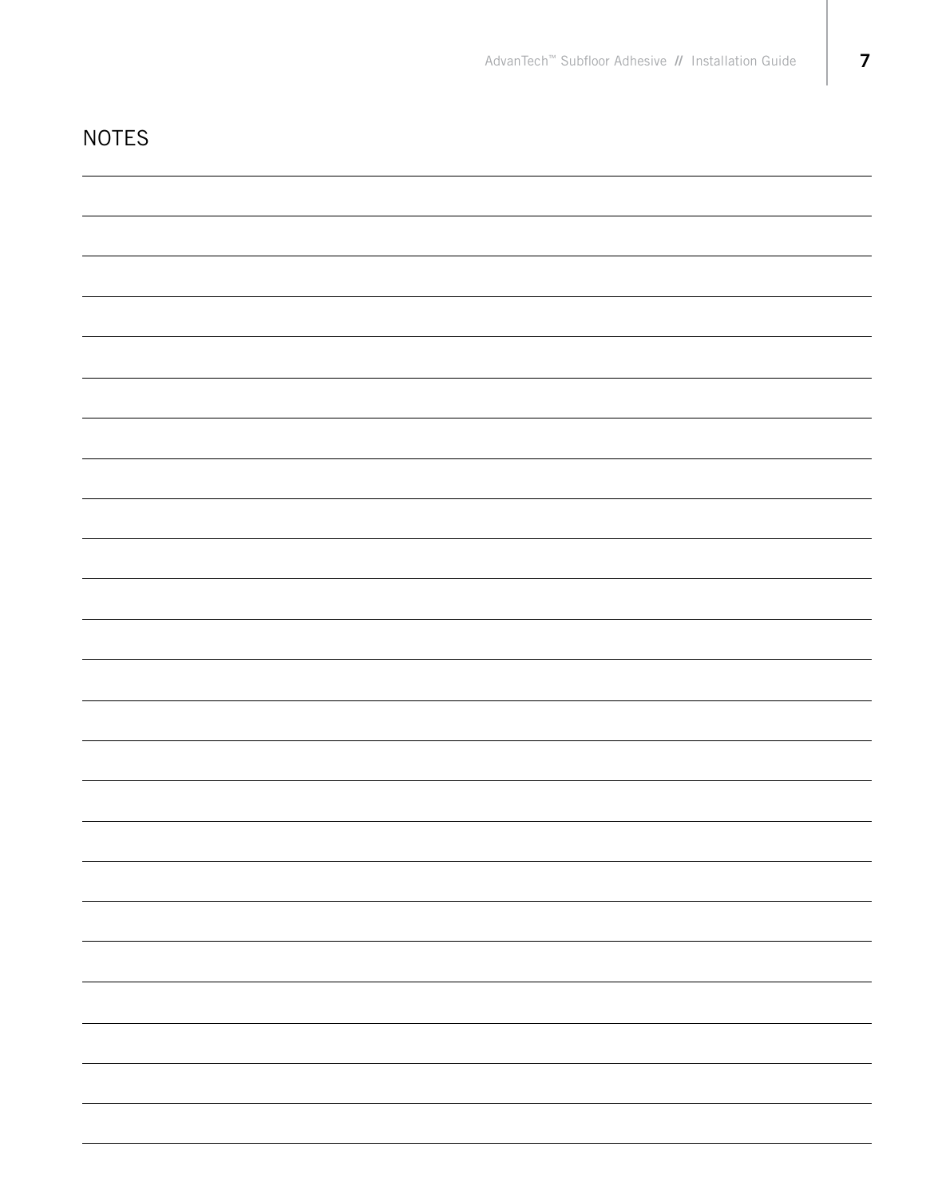# NOTES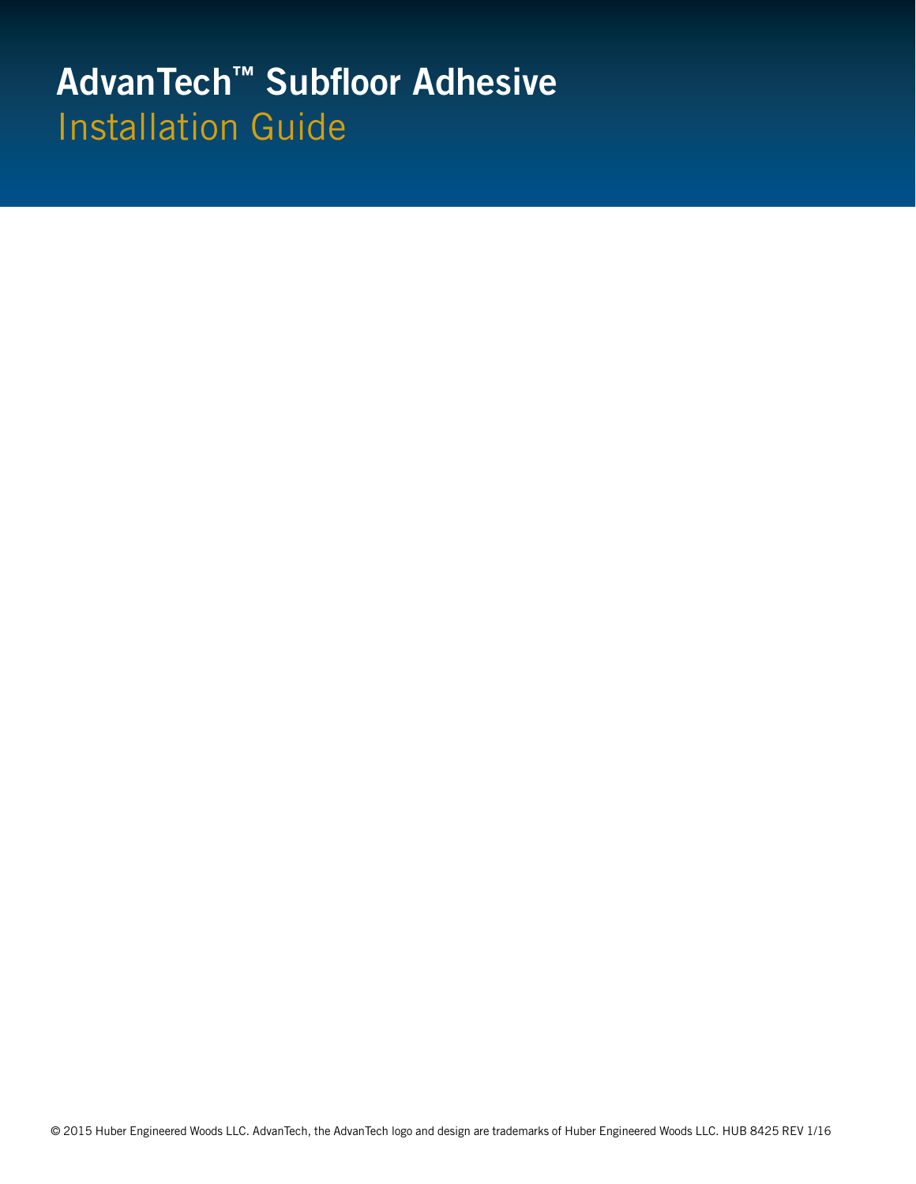# AdvanTech™ Subfloor Adhesive

## Installation Guide

© 2015 Huber Engineered Woods LLC. AdvanTech, the AdvanTech logo and design are trademarks of Huber Engineered Woods LLC. HUB 8425 REV 1/16